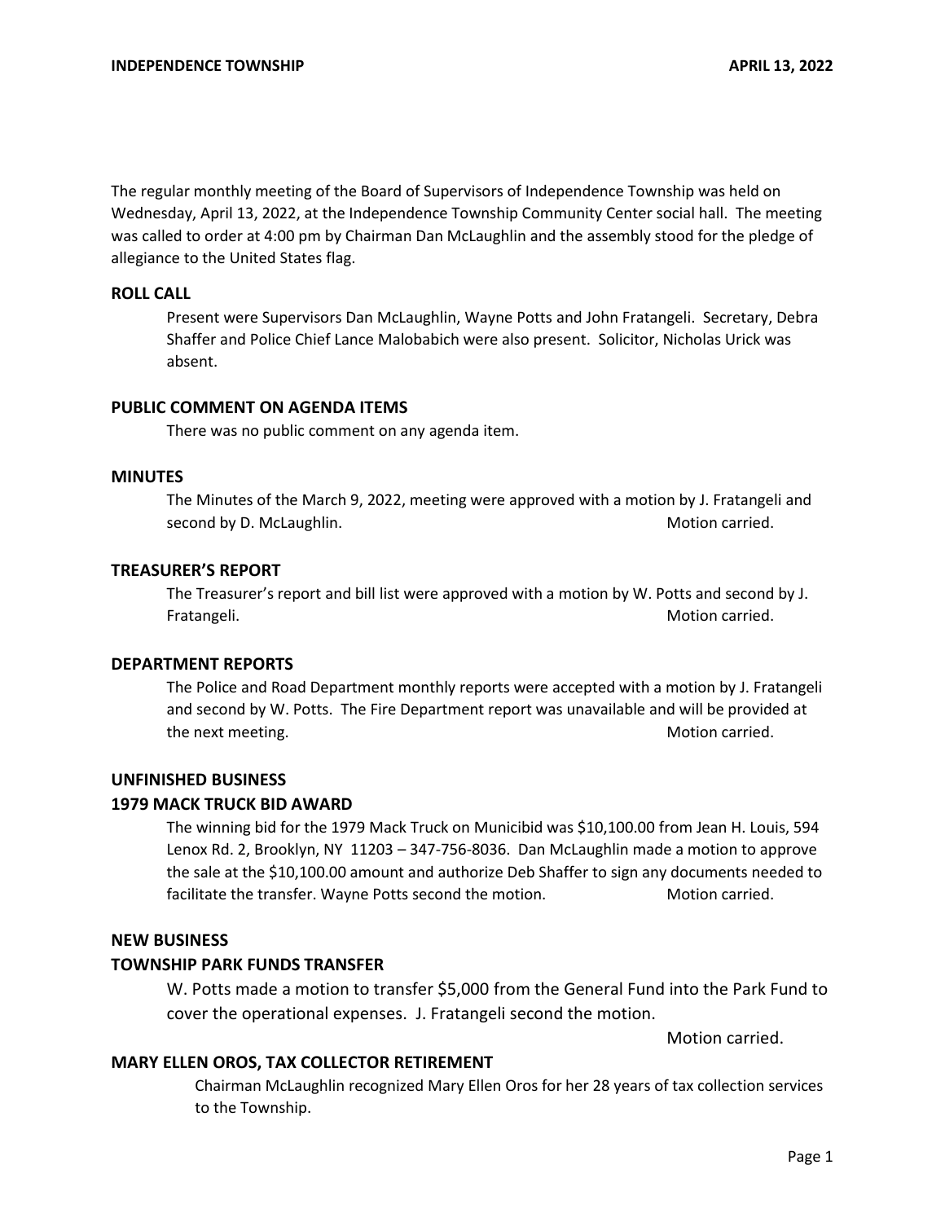The regular monthly meeting of the Board of Supervisors of Independence Township was held on Wednesday, April 13, 2022, at the Independence Township Community Center social hall. The meeting was called to order at 4:00 pm by Chairman Dan McLaughlin and the assembly stood for the pledge of allegiance to the United States flag.

## ROLL CALL

Present were Supervisors Dan McLaughlin, Wayne Potts and John Fratangeli. Secretary, Debra Shaffer and Police Chief Lance Malobabich were also present. Solicitor, Nicholas Urick was absent.

## PUBLIC COMMENT ON AGENDA ITEMS

There was no public comment on any agenda item.

## MINUTES

The Minutes of the March 9, 2022, meeting were approved with a motion by J. Fratangeli and second by D. McLaughlin. Motion carried.

## TREASURER'S REPORT

The Treasurer's report and bill list were approved with a motion by W. Potts and second by J. Fratangeli. Motion carried.

## DEPARTMENT REPORTS

The Police and Road Department monthly reports were accepted with a motion by J. Fratangeli and second by W. Potts. The Fire Department report was unavailable and will be provided at the next meeting. Motion carried.

## UNFINISHED BUSINESS

### 1979 MACK TRUCK BID AWARD

The winning bid for the 1979 Mack Truck on Municibid was $10,100.00 from Jean H. Louis, 594 Lenox Rd. 2, Brooklyn, NY 11203 – 347-756-8036. Dan McLaughlin made a motion to approve the sale at the $10,100.00 amount and authorize Deb Shaffer to sign any documents needed to facilitate the transfer. Wayne Potts second the motion. Motion carried.

## NEW BUSINESS

### TOWNSHIP PARK FUNDS TRANSFER

W. Potts made a motion to transfer $5,000 from the General Fund into the Park Fund to cover the operational expenses. J. Fratangeli second the motion.

Motion carried.

### MARY ELLEN OROS, TAX COLLECTOR RETIREMENT

Chairman McLaughlin recognized Mary Ellen Oros for her 28 years of tax collection services to the Township.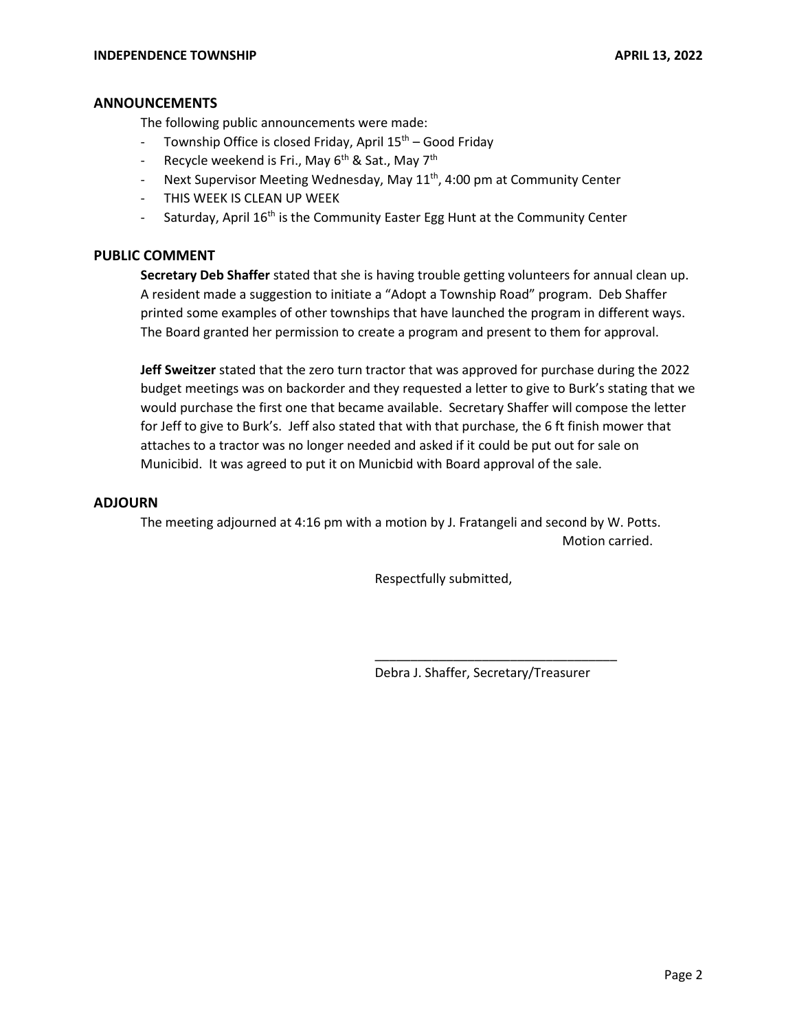## ANNOUNCEMENTS

The following public announcements were made:

- Township Office is closed Friday, April 15th – Good Friday
- Recycle weekend is Fri., May 6th & Sat., May 7th
- Next Supervisor Meeting Wednesday, May 11th, 4:00 pm at Community Center
- THIS WEEK IS CLEAN UP WEEK
- Saturday, April 16th is the Community Easter Egg Hunt at the Community Center

## PUBLIC COMMENT

**Secretary Deb Shaffer** stated that she is having trouble getting volunteers for annual clean up. A resident made a suggestion to initiate a "Adopt a Township Road" program. Deb Shaffer printed some examples of other townships that have launched the program in different ways. The Board granted her permission to create a program and present to them for approval.

**Jeff Sweitzer** stated that the zero turn tractor that was approved for purchase during the 2022 budget meetings was on backorder and they requested a letter to give to Burk's stating that we would purchase the first one that became available. Secretary Shaffer will compose the letter for Jeff to give to Burk's. Jeff also stated that with that purchase, the 6 ft finish mower that attaches to a tractor was no longer needed and asked if it could be put out for sale on Municibid. It was agreed to put it on Municbid with Board approval of the sale.

## ADJOURN

The meeting adjourned at 4:16 pm with a motion by J. Fratangeli and second by W. Potts.

Motion carried.

Respectfully submitted,

\_\_\_\_\_\_\_\_\_\_\_\_\_\_\_\_\_\_\_\_\_\_\_\_\_\_\_\_\_\_\_\_\_\_\_

Debra J. Shaffer, Secretary/Treasurer